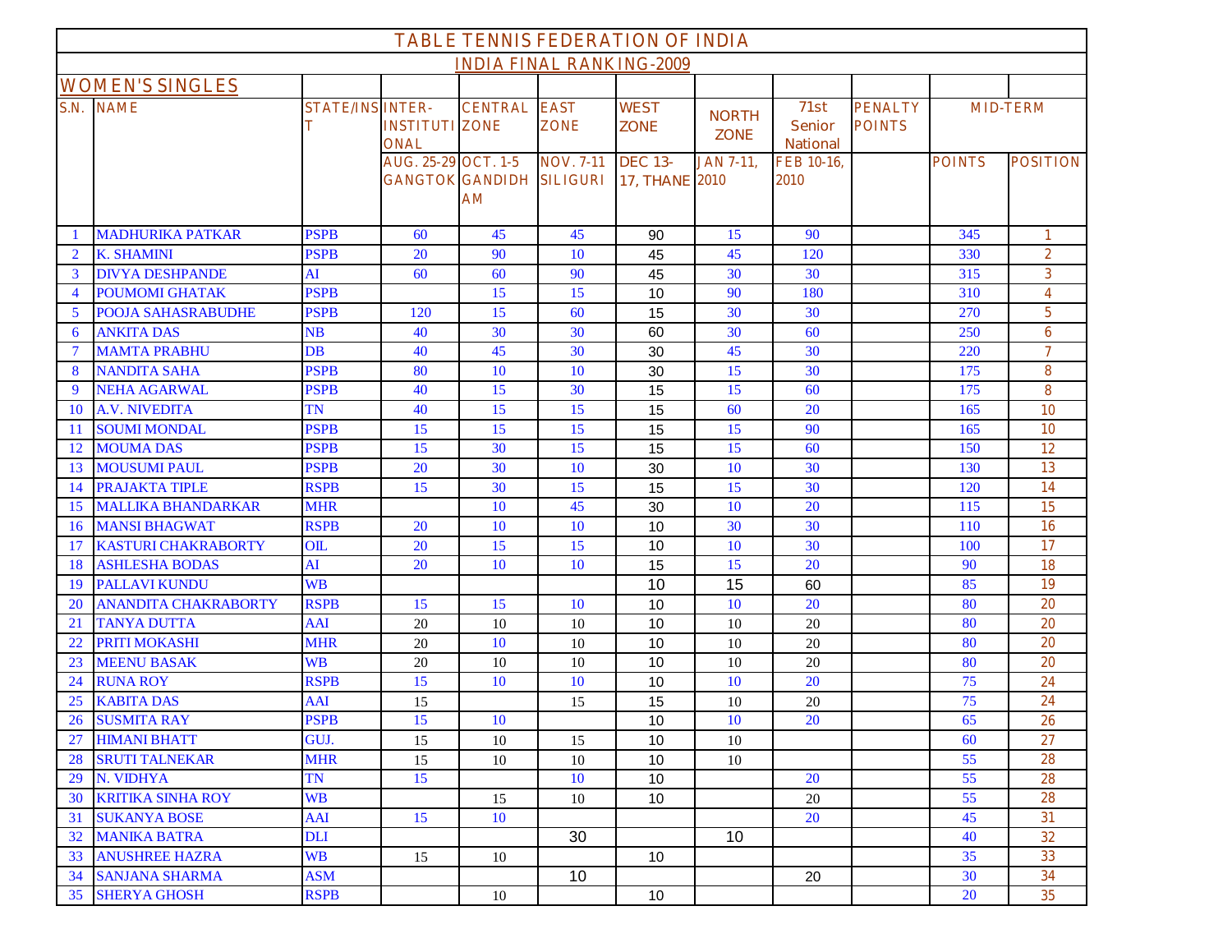# TABLE TENNIS FEDERATION OF INDIA

## INDIA FINAL RANKING-2009

### WOMEN'S SINGLES

| S.N. | NAME | STATE/INST | INTER-INSTITUTIONAL | CENTRAL ZONE | EAST ZONE | WEST ZONE | NORTH ZONE | 71st Senior National | PENALTY POINTS | MID-TERM | |
|---|---|---|---|---|---|---|---|---|---|---|---|
| | | | AUG. 25-29 GANGTOK | OCT. 1-5 GANDIDHAM | NOV. 7-11 SILIGURI | DEC 13-17, THANE | JAN 7-11, 2010 | FEB 10-16, 2010 | | POINTS | POSITION |
| 1 | MADHURIKA PATKAR | PSPB | 60 | 45 | 45 | 90 | 15 | 90 | | 345 | 1 |
| 2 | K. SHAMINI | PSPB | 20 | 90 | 10 | 45 | 45 | 120 | | 330 | 2 |
| 3 | DIVYA DESHPANDE | AI | 60 | 60 | 90 | 45 | 30 | 30 | | 315 | 3 |
| 4 | POUMOMI GHATAK | PSPB | | 15 | 15 | 10 | 90 | 180 | | 310 | 4 |
| 5 | POOJA SAHASRABUDHE | PSPB | 120 | 15 | 60 | 15 | 30 | 30 | | 270 | 5 |
| 6 | ANKITA DAS | NB | 40 | 30 | 30 | 60 | 30 | 60 | | 250 | 6 |
| 7 | MAMTA PRABHU | DB | 40 | 45 | 30 | 30 | 45 | 30 | | 220 | 7 |
| 8 | NANDITA SAHA | PSPB | 80 | 10 | 10 | 30 | 15 | 30 | | 175 | 8 |
| 9 | NEHA AGARWAL | PSPB | 40 | 15 | 30 | 15 | 15 | 60 | | 175 | 8 |
| 10 | A.V. NIVEDITA | TN | 40 | 15 | 15 | 15 | 60 | 20 | | 165 | 10 |
| 11 | SOUMI MONDAL | PSPB | 15 | 15 | 15 | 15 | 15 | 90 | | 165 | 10 |
| 12 | MOUMA DAS | PSPB | 15 | 30 | 15 | 15 | 15 | 60 | | 150 | 12 |
| 13 | MOUSUMI PAUL | PSPB | 20 | 30 | 10 | 30 | 10 | 30 | | 130 | 13 |
| 14 | PRAJAKTA TIPLE | RSPB | 15 | 30 | 15 | 15 | 15 | 30 | | 120 | 14 |
| 15 | MALLIKA BHANDARKAR | MHR | | 10 | 45 | 30 | 10 | 20 | | 115 | 15 |
| 16 | MANSI BHAGWAT | RSPB | 20 | 10 | 10 | 10 | 30 | 30 | | 110 | 16 |
| 17 | KASTURI CHAKRABORTY | OIL | 20 | 15 | 15 | 10 | 10 | 30 | | 100 | 17 |
| 18 | ASHLESHA BODAS | AI | 20 | 10 | 10 | 15 | 15 | 20 | | 90 | 18 |
| 19 | PALLAVI KUNDU | WB | | | | 10 | 15 | 60 | | 85 | 19 |
| 20 | ANANDITA CHAKRABORTY | RSPB | 15 | 15 | 10 | 10 | 10 | 20 | | 80 | 20 |
| 21 | TANYA DUTTA | AAI | 20 | 10 | 10 | 10 | 10 | 20 | | 80 | 20 |
| 22 | PRITI MOKASHI | MHR | 20 | 10 | 10 | 10 | 10 | 20 | | 80 | 20 |
| 23 | MEENU BASAK | WB | 20 | 10 | 10 | 10 | 10 | 20 | | 80 | 20 |
| 24 | RUNA ROY | RSPB | 15 | 10 | 10 | 10 | 10 | 20 | | 75 | 24 |
| 25 | KABITA DAS | AAI | 15 | | 15 | 15 | 10 | 20 | | 75 | 24 |
| 26 | SUSMITA RAY | PSPB | 15 | 10 | | 10 | 10 | 20 | | 65 | 26 |
| 27 | HIMANI BHATT | GUJ. | 15 | 10 | 15 | 10 | 10 | | | 60 | 27 |
| 28 | SRUTI TALNEKAR | MHR | 15 | 10 | 10 | 10 | 10 | | | 55 | 28 |
| 29 | N. VIDHYA | TN | 15 | | 10 | 10 | | 20 | | 55 | 28 |
| 30 | KRITIKA SINHA ROY | WB | | 15 | 10 | 10 | | 20 | | 55 | 28 |
| 31 | SUKANYA BOSE | AAI | 15 | 10 | | | | 20 | | 45 | 31 |
| 32 | MANIKA BATRA | DLI | | | 30 | | 10 | | | 40 | 32 |
| 33 | ANUSHREE HAZRA | WB | 15 | 10 | | 10 | | | | 35 | 33 |
| 34 | SANJANA SHARMA | ASM | | | 10 | | | 20 | | 30 | 34 |
| 35 | SHERYA GHOSH | RSPB | | 10 | | 10 | | | | 20 | 35 |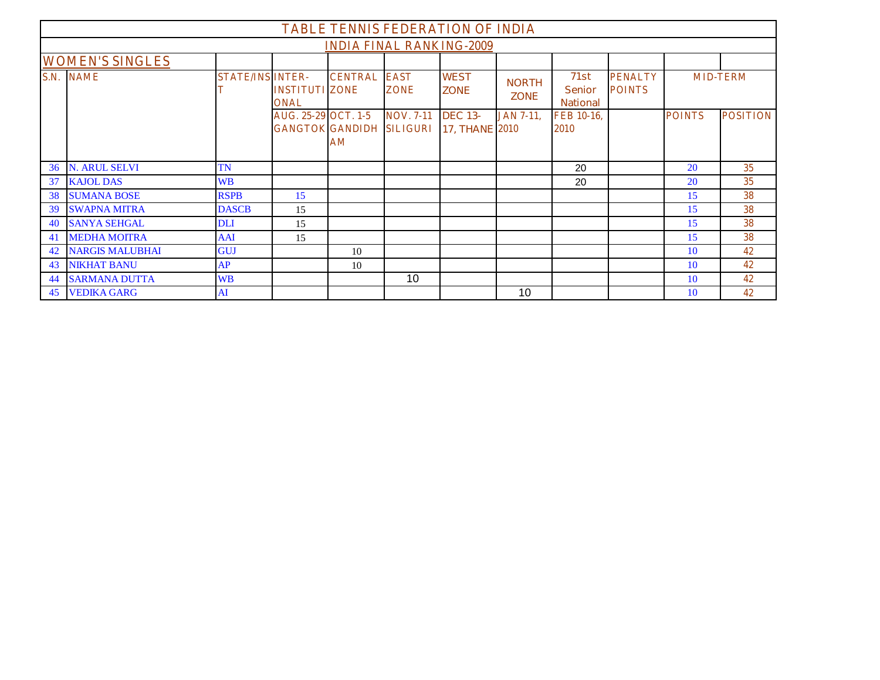# TABLE TENNIS FEDERATION OF INDIA

## INDIA FINAL RANKING-2009

### WOMEN'S SINGLES

| S.N. | NAME | STATE/INST | INTER-INSTITUTIONAL | CENTRAL ZONE | EAST ZONE | WEST ZONE | NORTH ZONE | 71st Senior National | PENALTY POINTS | MID-TERM | |
|---|---|---|---|---|---|---|---|---|---|---|---|
| | | | AUG. 25-29 GANGTOK | OCT. 1-5 GANDIDHAM | NOV. 7-11 SILIGURI | DEC 13-17, THANE | JAN 7-11, 2010 | FEB 10-16, 2010 | | POINTS | POSITION |
| 36 | N. ARUL SELVI | TN | | | | | | 20 | | 20 | 35 |
| 37 | KAJOL DAS | WB | | | | | | 20 | | 20 | 35 |
| 38 | SUMANA BOSE | RSPB | 15 | | | | | | | 15 | 38 |
| 39 | SWAPNA MITRA | DASCB | 15 | | | | | | | 15 | 38 |
| 40 | SANYA SEHGAL | DLI | 15 | | | | | | | 15 | 38 |
| 41 | MEDHA MOITRA | AAI | 15 | | | | | | | 15 | 38 |
| 42 | NARGIS MALUBHAI | GUJ | | 10 | | | | | | 10 | 42 |
| 43 | NIKHAT BANU | AP | | 10 | | | | | | 10 | 42 |
| 44 | SARMANA DUTTA | WB | | | 10 | | | | | 10 | 42 |
| 45 | VEDIKA GARG | AI | | | | | 10 | | | 10 | 42 |